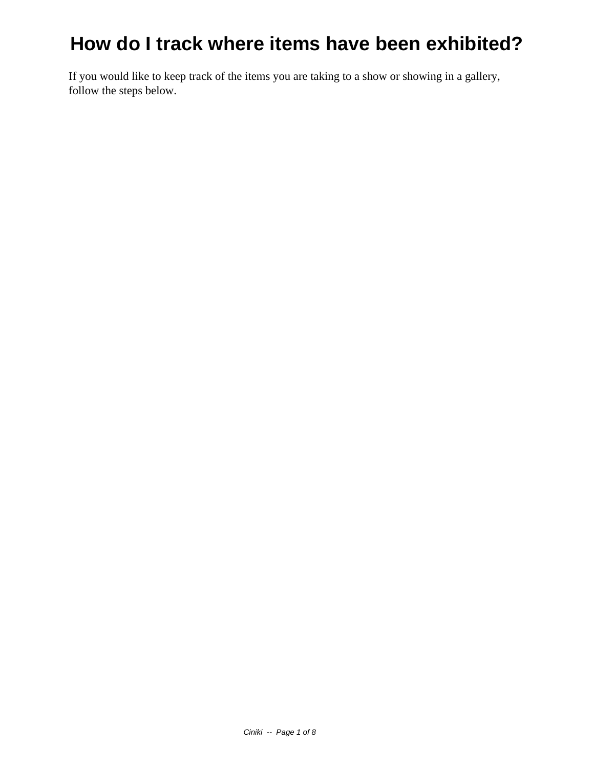# How do I track where items have been exhibited?

If you would like to keep track of the items you are taking to a show or showing in a gallery, follow the steps below.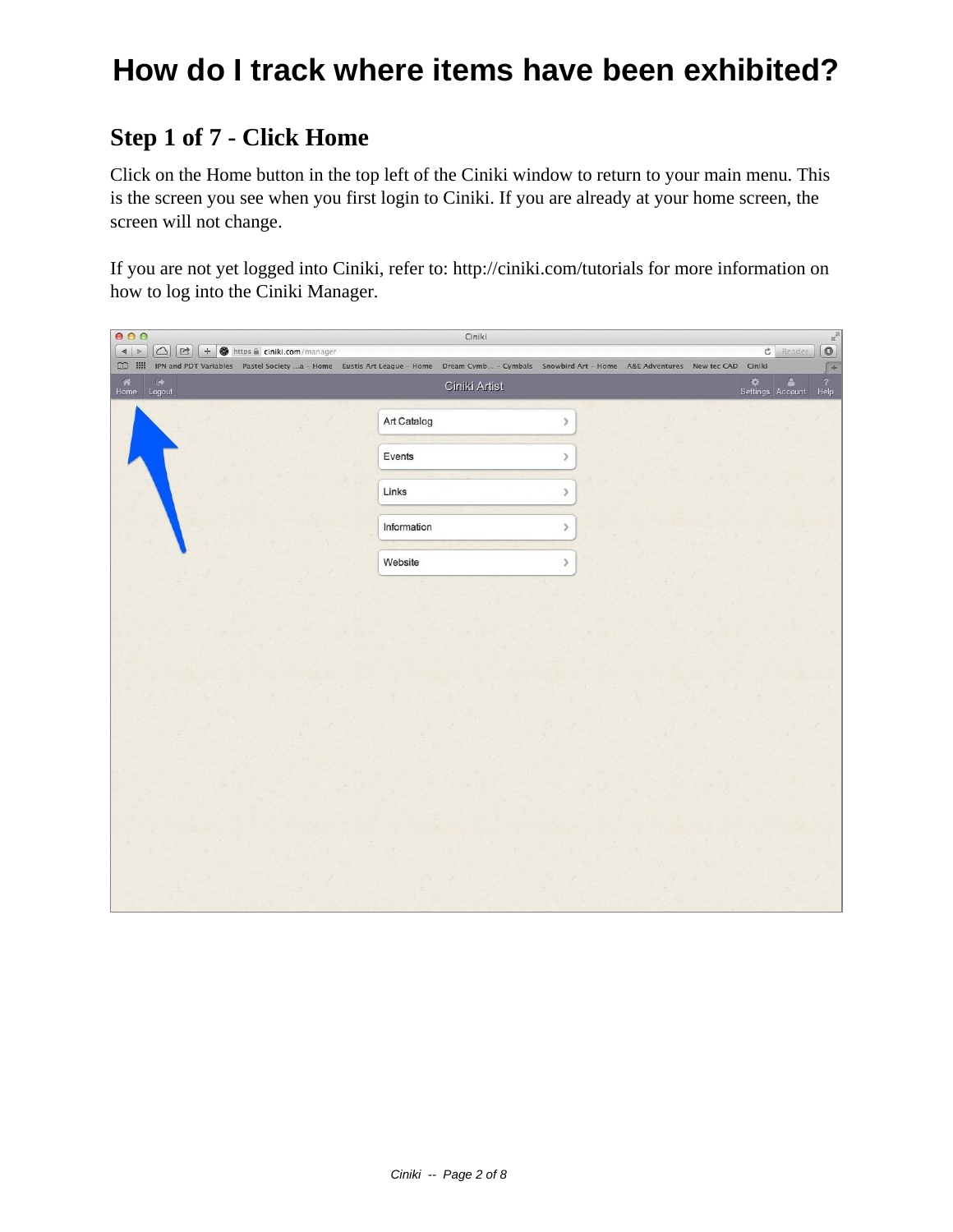# How do I track where items have been exhibited?

## Step 1 of 7 - Click Home

Click on the Home button in the top left of the Ciniki window to return to your main menu. This is the screen you see when you first login to Ciniki. If you are already at your home screen, the screen will not change.

If you are not yet logged into Ciniki, refer to: http://ciniki.com/tutorials for more information on how to log into the Ciniki Manager.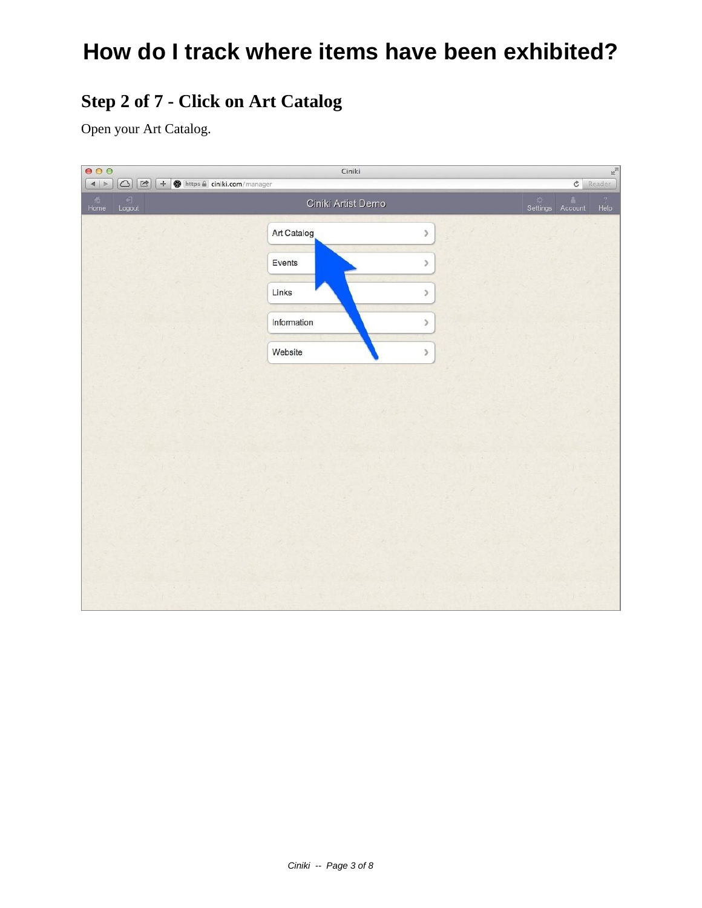# How do I track where items have been exhibited?

## Step 2 of 7 - Click on Art Catalog

Open your Art Catalog.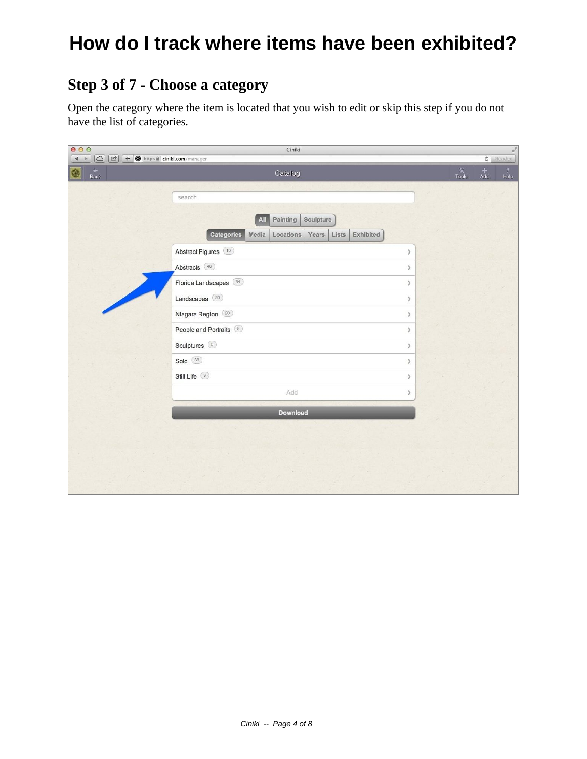# How do I track where items have been exhibited?

## Step 3 of 7 - Choose a category

Open the category where the item is located that you wish to edit or skip this step if you do not have the list of categories.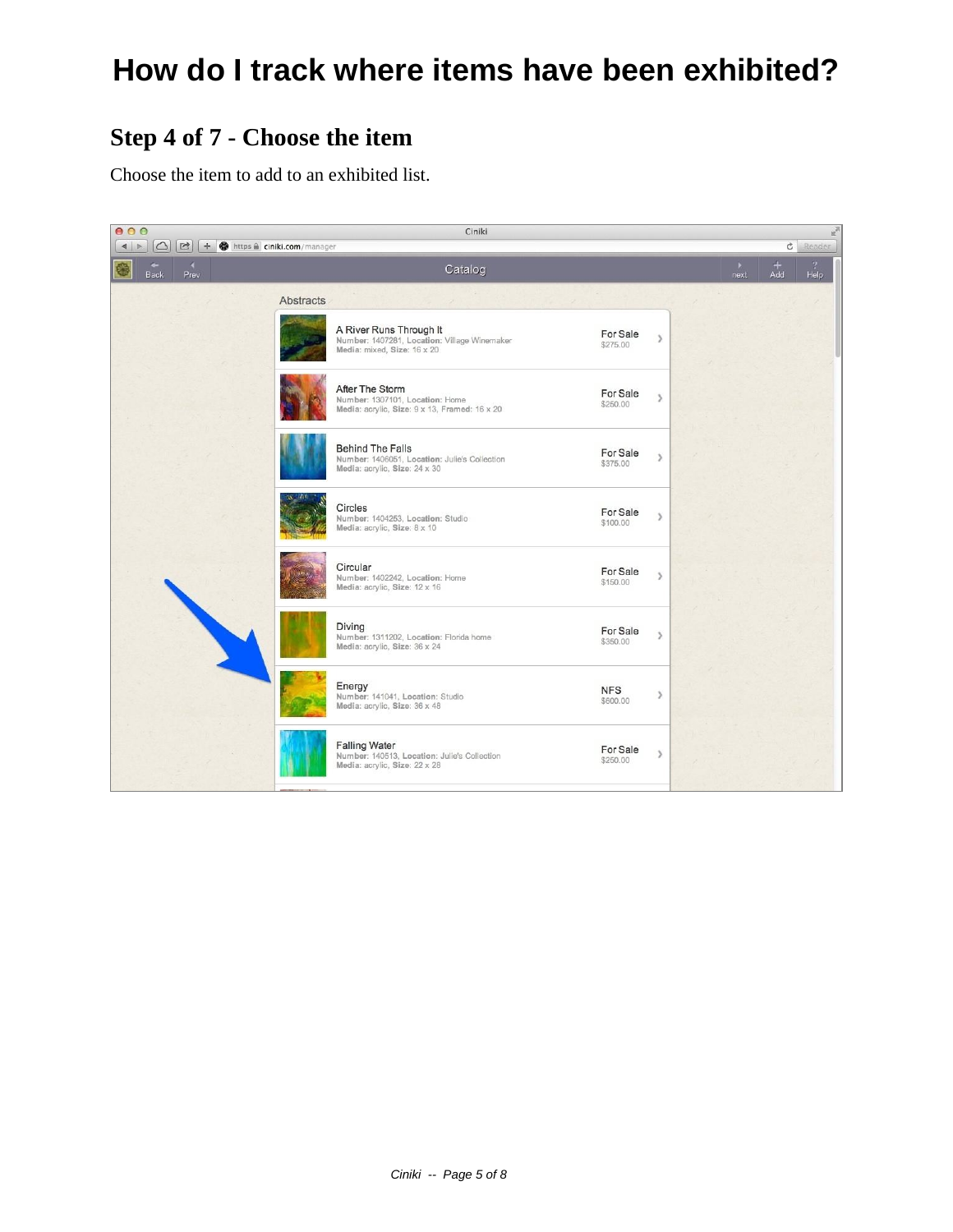# How do I track where items have been exhibited?

## Step 4 of 7 - Choose the item

Choose the item to add to an exhibited list.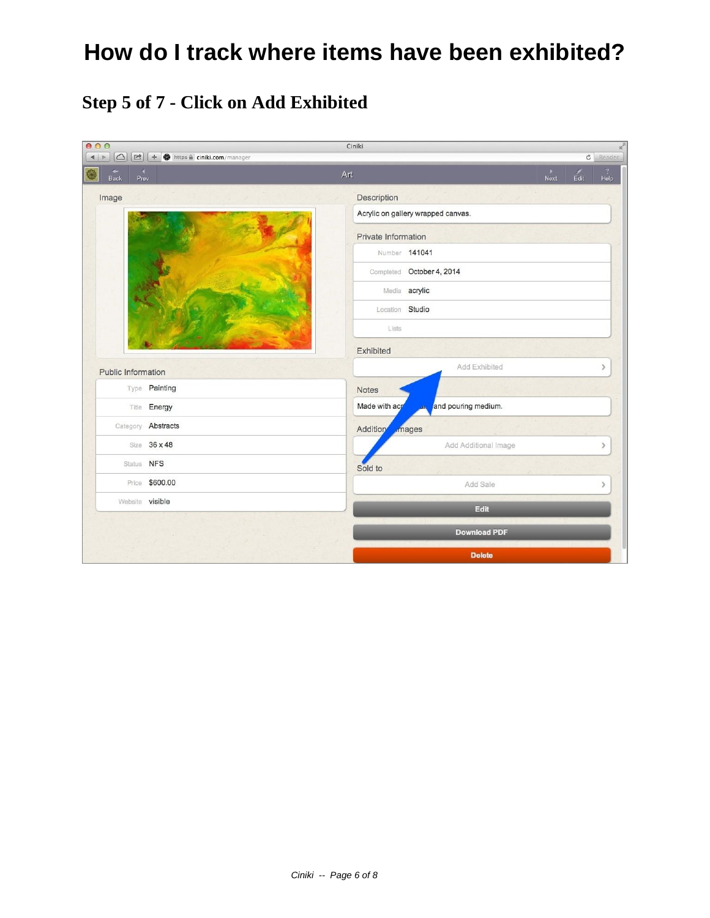# How do I track where items have been exhibited?

## Step 5 of 7 - Click on Add Exhibited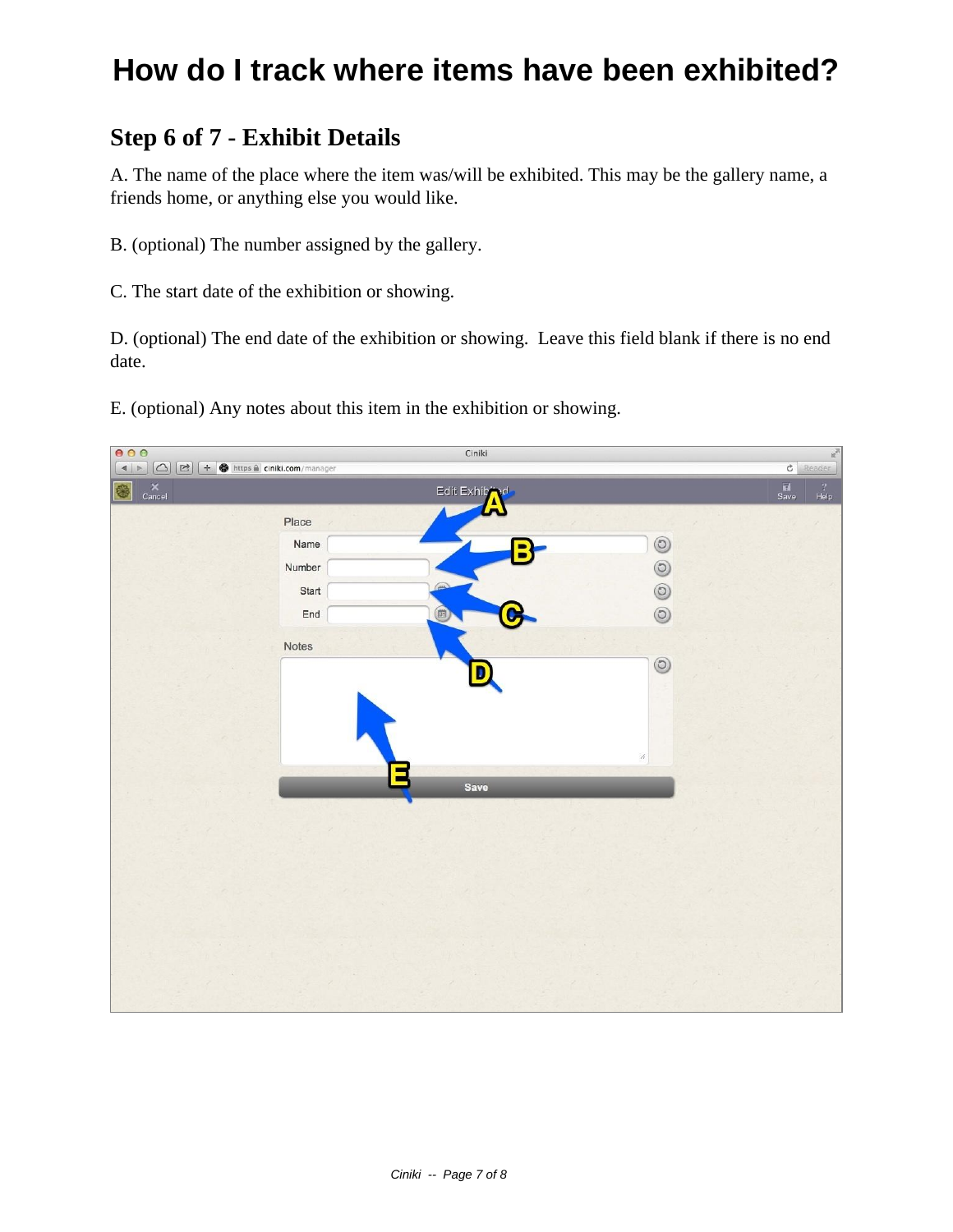# How do I track where items have been exhibited?

## Step 6 of 7 - Exhibit Details

A. The name of the place where the item was/will be exhibited. This may be the gallery name, a friends home, or anything else you would like.

B. (optional) The number assigned by the gallery.

C. The start date of the exhibition or showing.

D. (optional) The end date of the exhibition or showing. Leave this field blank if there is no end date.

E. (optional) Any notes about this item in the exhibition or showing.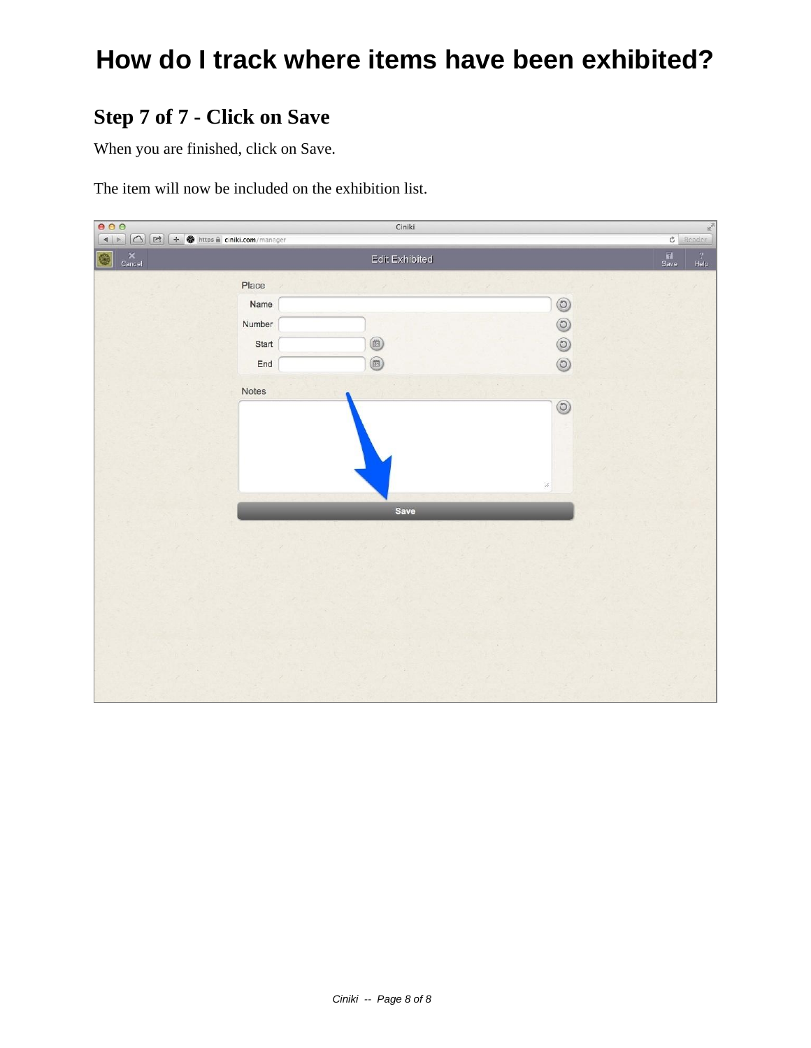# How do I track where items have been exhibited?

## Step 7 of 7 - Click on Save

When you are finished, click on Save.

The item will now be included on the exhibition list.